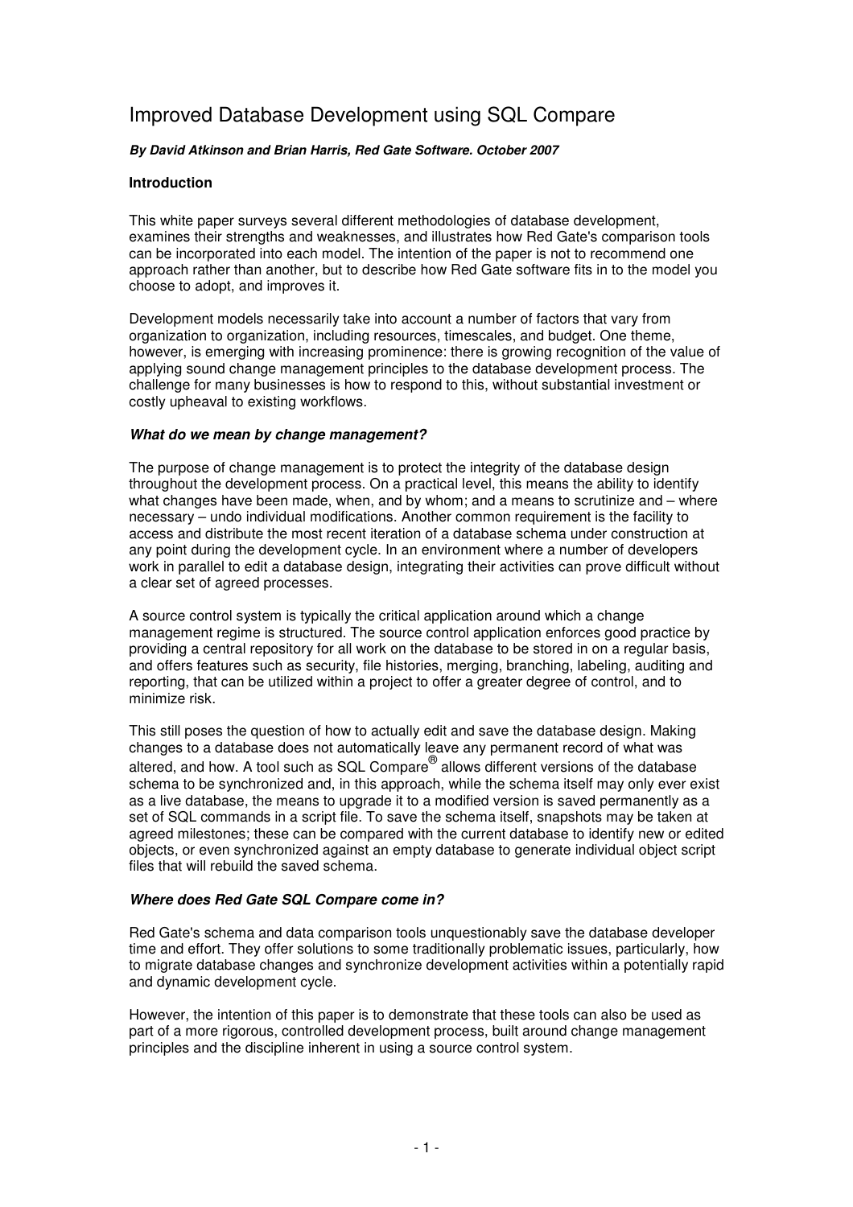# Improved Database Development using SQL Compare

***By David Atkinson and Brian Harris, Red Gate Software. October 2007***

**Introduction**

This white paper surveys several different methodologies of database development, examines their strengths and weaknesses, and illustrates how Red Gate's comparison tools can be incorporated into each model. The intention of the paper is not to recommend one approach rather than another, but to describe how Red Gate software fits in to the model you choose to adopt, and improves it.

Development models necessarily take into account a number of factors that vary from organization to organization, including resources, timescales, and budget. One theme, however, is emerging with increasing prominence: there is growing recognition of the value of applying sound change management principles to the database development process. The challenge for many businesses is how to respond to this, without substantial investment or costly upheaval to existing workflows.

***What do we mean by change management?***

The purpose of change management is to protect the integrity of the database design throughout the development process. On a practical level, this means the ability to identify what changes have been made, when, and by whom; and a means to scrutinize and – where necessary – undo individual modifications. Another common requirement is the facility to access and distribute the most recent iteration of a database schema under construction at any point during the development cycle. In an environment where a number of developers work in parallel to edit a database design, integrating their activities can prove difficult without a clear set of agreed processes.

A source control system is typically the critical application around which a change management regime is structured. The source control application enforces good practice by providing a central repository for all work on the database to be stored in on a regular basis, and offers features such as security, file histories, merging, branching, labeling, auditing and reporting, that can be utilized within a project to offer a greater degree of control, and to minimize risk.

This still poses the question of how to actually edit and save the database design. Making changes to a database does not automatically leave any permanent record of what was altered, and how. A tool such as SQL Compare® allows different versions of the database schema to be synchronized and, in this approach, while the schema itself may only ever exist as a live database, the means to upgrade it to a modified version is saved permanently as a set of SQL commands in a script file. To save the schema itself, snapshots may be taken at agreed milestones; these can be compared with the current database to identify new or edited objects, or even synchronized against an empty database to generate individual object script files that will rebuild the saved schema.

***Where does Red Gate SQL Compare come in?***

Red Gate's schema and data comparison tools unquestionably save the database developer time and effort. They offer solutions to some traditionally problematic issues, particularly, how to migrate database changes and synchronize development activities within a potentially rapid and dynamic development cycle.

However, the intention of this paper is to demonstrate that these tools can also be used as part of a more rigorous, controlled development process, built around change management principles and the discipline inherent in using a source control system.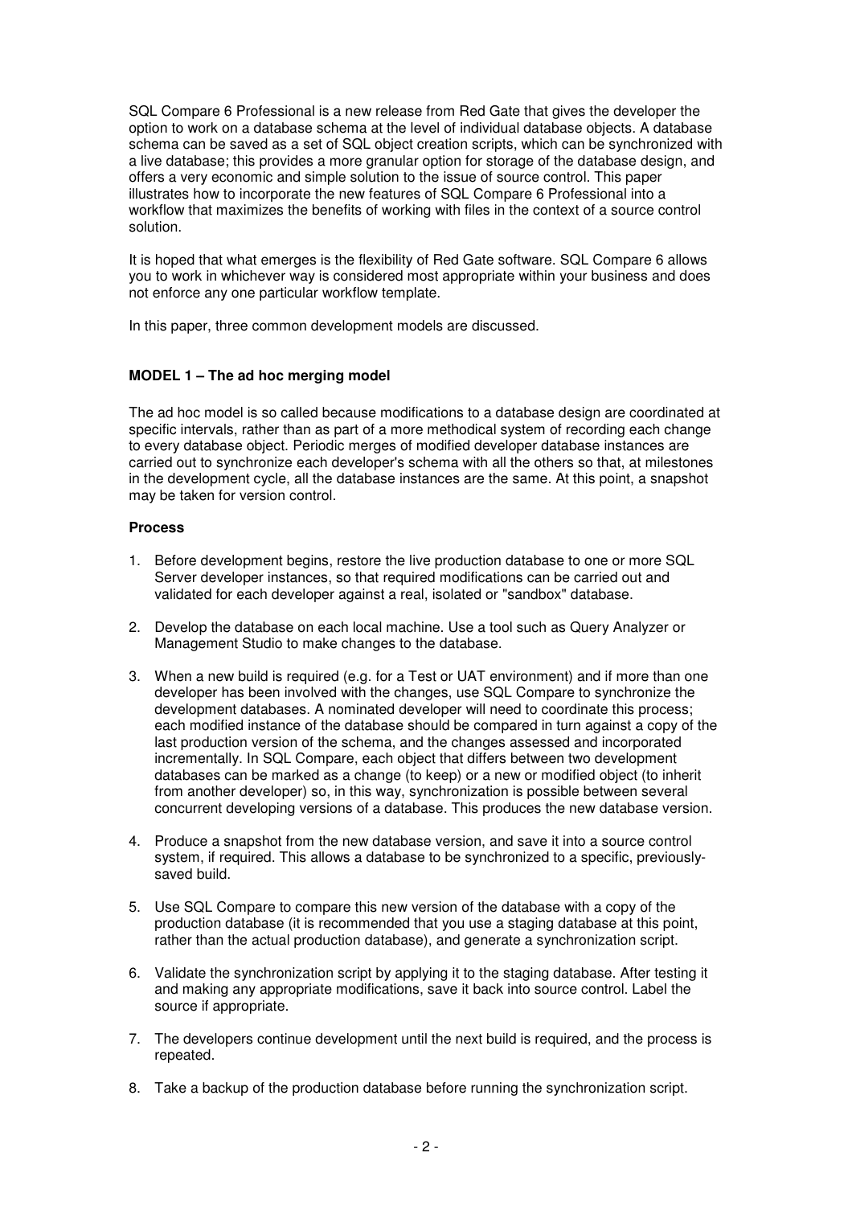SQL Compare 6 Professional is a new release from Red Gate that gives the developer the option to work on a database schema at the level of individual database objects. A database schema can be saved as a set of SQL object creation scripts, which can be synchronized with a live database; this provides a more granular option for storage of the database design, and offers a very economic and simple solution to the issue of source control. This paper illustrates how to incorporate the new features of SQL Compare 6 Professional into a workflow that maximizes the benefits of working with files in the context of a source control solution.

It is hoped that what emerges is the flexibility of Red Gate software. SQL Compare 6 allows you to work in whichever way is considered most appropriate within your business and does not enforce any one particular workflow template.

In this paper, three common development models are discussed.

**MODEL 1 – The ad hoc merging model**

The ad hoc model is so called because modifications to a database design are coordinated at specific intervals, rather than as part of a more methodical system of recording each change to every database object. Periodic merges of modified developer database instances are carried out to synchronize each developer's schema with all the others so that, at milestones in the development cycle, all the database instances are the same. At this point, a snapshot may be taken for version control.

**Process**

1. Before development begins, restore the live production database to one or more SQL Server developer instances, so that required modifications can be carried out and validated for each developer against a real, isolated or "sandbox" database.

2. Develop the database on each local machine. Use a tool such as Query Analyzer or Management Studio to make changes to the database.

3. When a new build is required (e.g. for a Test or UAT environment) and if more than one developer has been involved with the changes, use SQL Compare to synchronize the development databases. A nominated developer will need to coordinate this process; each modified instance of the database should be compared in turn against a copy of the last production version of the schema, and the changes assessed and incorporated incrementally. In SQL Compare, each object that differs between two development databases can be marked as a change (to keep) or a new or modified object (to inherit from another developer) so, in this way, synchronization is possible between several concurrent developing versions of a database. This produces the new database version.

4. Produce a snapshot from the new database version, and save it into a source control system, if required. This allows a database to be synchronized to a specific, previously-saved build.

5. Use SQL Compare to compare this new version of the database with a copy of the production database (it is recommended that you use a staging database at this point, rather than the actual production database), and generate a synchronization script.

6. Validate the synchronization script by applying it to the staging database. After testing it and making any appropriate modifications, save it back into source control. Label the source if appropriate.

7. The developers continue development until the next build is required, and the process is repeated.

8. Take a backup of the production database before running the synchronization script.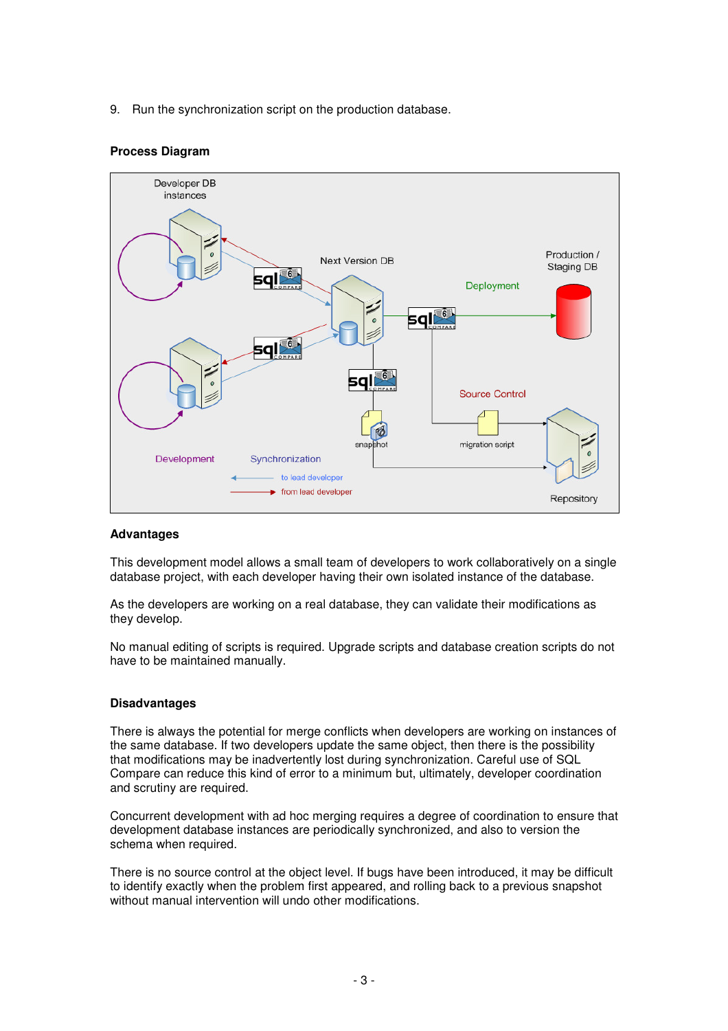9. Run the synchronization script on the production database.

**Process Diagram**

Developer DB instances

Next Version DB

Production / Staging DB

Deployment

Source Control

snapshot

migration script

Development

Synchronization

to lead developer

from lead developer

Repository

**Advantages**

This development model allows a small team of developers to work collaboratively on a single database project, with each developer having their own isolated instance of the database.

As the developers are working on a real database, they can validate their modifications as they develop.

No manual editing of scripts is required. Upgrade scripts and database creation scripts do not have to be maintained manually.

**Disadvantages**

There is always the potential for merge conflicts when developers are working on instances of the same database. If two developers update the same object, then there is the possibility that modifications may be inadvertently lost during synchronization. Careful use of SQL Compare can reduce this kind of error to a minimum but, ultimately, developer coordination and scrutiny are required.

Concurrent development with ad hoc merging requires a degree of coordination to ensure that development database instances are periodically synchronized, and also to version the schema when required.

There is no source control at the object level. If bugs have been introduced, it may be difficult to identify exactly when the problem first appeared, and rolling back to a previous snapshot without manual intervention will undo other modifications.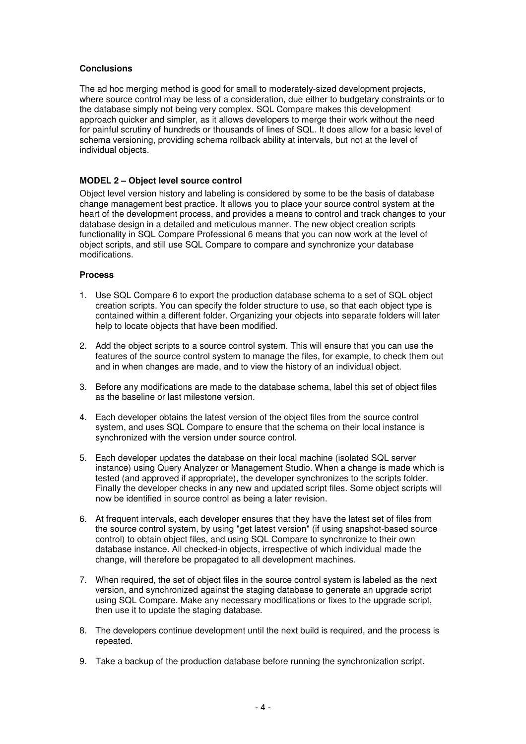**Conclusions**

The ad hoc merging method is good for small to moderately-sized development projects, where source control may be less of a consideration, due either to budgetary constraints or to the database simply not being very complex. SQL Compare makes this development approach quicker and simpler, as it allows developers to merge their work without the need for painful scrutiny of hundreds or thousands of lines of SQL. It does allow for a basic level of schema versioning, providing schema rollback ability at intervals, but not at the level of individual objects.

**MODEL 2 – Object level source control**

Object level version history and labeling is considered by some to be the basis of database change management best practice. It allows you to place your source control system at the heart of the development process, and provides a means to control and track changes to your database design in a detailed and meticulous manner. The new object creation scripts functionality in SQL Compare Professional 6 means that you can now work at the level of object scripts, and still use SQL Compare to compare and synchronize your database modifications.

**Process**

1. Use SQL Compare 6 to export the production database schema to a set of SQL object creation scripts. You can specify the folder structure to use, so that each object type is contained within a different folder. Organizing your objects into separate folders will later help to locate objects that have been modified.

2. Add the object scripts to a source control system. This will ensure that you can use the features of the source control system to manage the files, for example, to check them out and in when changes are made, and to view the history of an individual object.

3. Before any modifications are made to the database schema, label this set of object files as the baseline or last milestone version.

4. Each developer obtains the latest version of the object files from the source control system, and uses SQL Compare to ensure that the schema on their local instance is synchronized with the version under source control.

5. Each developer updates the database on their local machine (isolated SQL server instance) using Query Analyzer or Management Studio. When a change is made which is tested (and approved if appropriate), the developer synchronizes to the scripts folder. Finally the developer checks in any new and updated script files. Some object scripts will now be identified in source control as being a later revision.

6. At frequent intervals, each developer ensures that they have the latest set of files from the source control system, by using "get latest version" (if using snapshot-based source control) to obtain object files, and using SQL Compare to synchronize to their own database instance. All checked-in objects, irrespective of which individual made the change, will therefore be propagated to all development machines.

7. When required, the set of object files in the source control system is labeled as the next version, and synchronized against the staging database to generate an upgrade script using SQL Compare. Make any necessary modifications or fixes to the upgrade script, then use it to update the staging database.

8. The developers continue development until the next build is required, and the process is repeated.

9. Take a backup of the production database before running the synchronization script.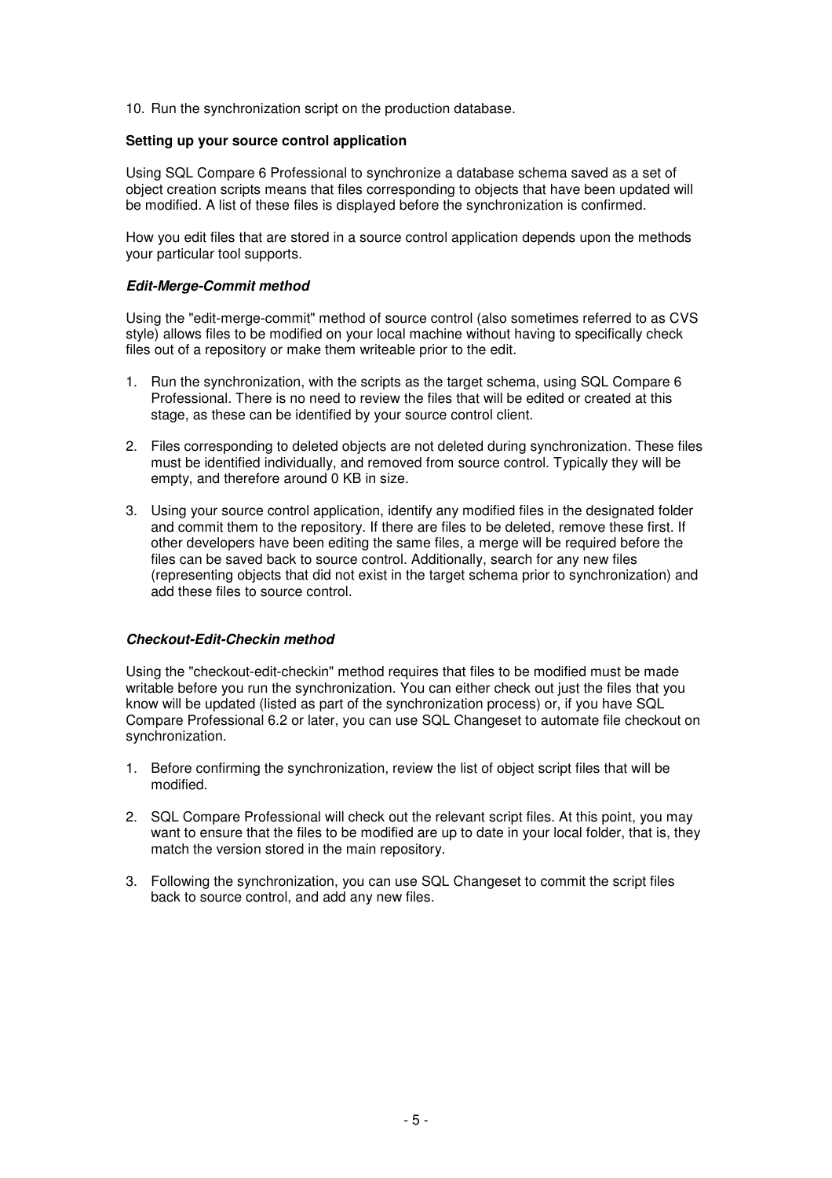10. Run the synchronization script on the production database.

**Setting up your source control application**

Using SQL Compare 6 Professional to synchronize a database schema saved as a set of object creation scripts means that files corresponding to objects that have been updated will be modified. A list of these files is displayed before the synchronization is confirmed.

How you edit files that are stored in a source control application depends upon the methods your particular tool supports.

***Edit-Merge-Commit method***

Using the "edit-merge-commit" method of source control (also sometimes referred to as CVS style) allows files to be modified on your local machine without having to specifically check files out of a repository or make them writeable prior to the edit.

1. Run the synchronization, with the scripts as the target schema, using SQL Compare 6 Professional. There is no need to review the files that will be edited or created at this stage, as these can be identified by your source control client.

2. Files corresponding to deleted objects are not deleted during synchronization. These files must be identified individually, and removed from source control. Typically they will be empty, and therefore around 0 KB in size.

3. Using your source control application, identify any modified files in the designated folder and commit them to the repository. If there are files to be deleted, remove these first. If other developers have been editing the same files, a merge will be required before the files can be saved back to source control. Additionally, search for any new files (representing objects that did not exist in the target schema prior to synchronization) and add these files to source control.

***Checkout-Edit-Checkin method***

Using the "checkout-edit-checkin" method requires that files to be modified must be made writable before you run the synchronization. You can either check out just the files that you know will be updated (listed as part of the synchronization process) or, if you have SQL Compare Professional 6.2 or later, you can use SQL Changeset to automate file checkout on synchronization.

1. Before confirming the synchronization, review the list of object script files that will be modified.

2. SQL Compare Professional will check out the relevant script files. At this point, you may want to ensure that the files to be modified are up to date in your local folder, that is, they match the version stored in the main repository.

3. Following the synchronization, you can use SQL Changeset to commit the script files back to source control, and add any new files.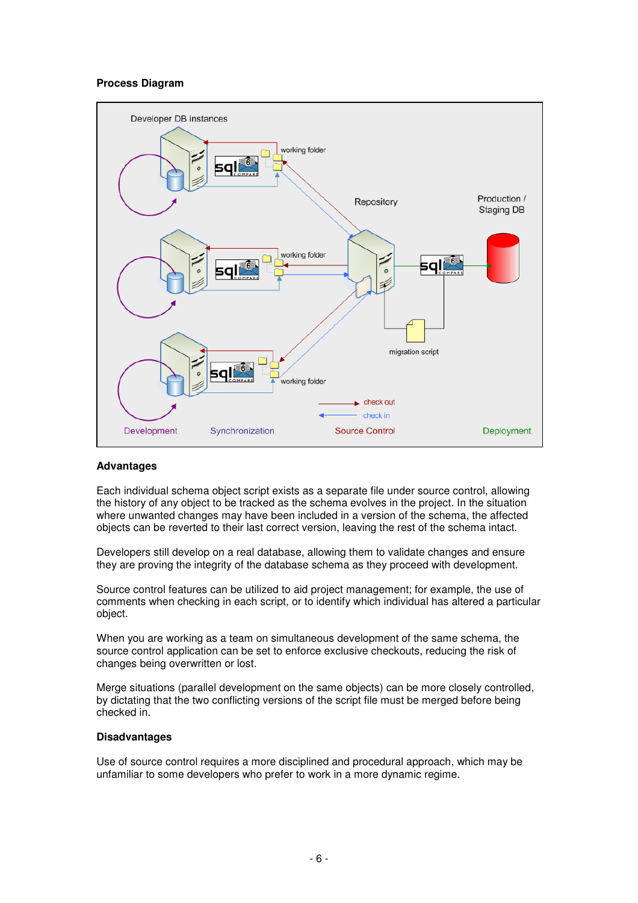**Process Diagram**

**Advantages**

Each individual schema object script exists as a separate file under source control, allowing the history of any object to be tracked as the schema evolves in the project. In the situation where unwanted changes may have been included in a version of the schema, the affected objects can be reverted to their last correct version, leaving the rest of the schema intact.

Developers still develop on a real database, allowing them to validate changes and ensure they are proving the integrity of the database schema as they proceed with development.

Source control features can be utilized to aid project management; for example, the use of comments when checking in each script, or to identify which individual has altered a particular object.

When you are working as a team on simultaneous development of the same schema, the source control application can be set to enforce exclusive checkouts, reducing the risk of changes being overwritten or lost.

Merge situations (parallel development on the same objects) can be more closely controlled, by dictating that the two conflicting versions of the script file must be merged before being checked in.

**Disadvantages**

Use of source control requires a more disciplined and procedural approach, which may be unfamiliar to some developers who prefer to work in a more dynamic regime.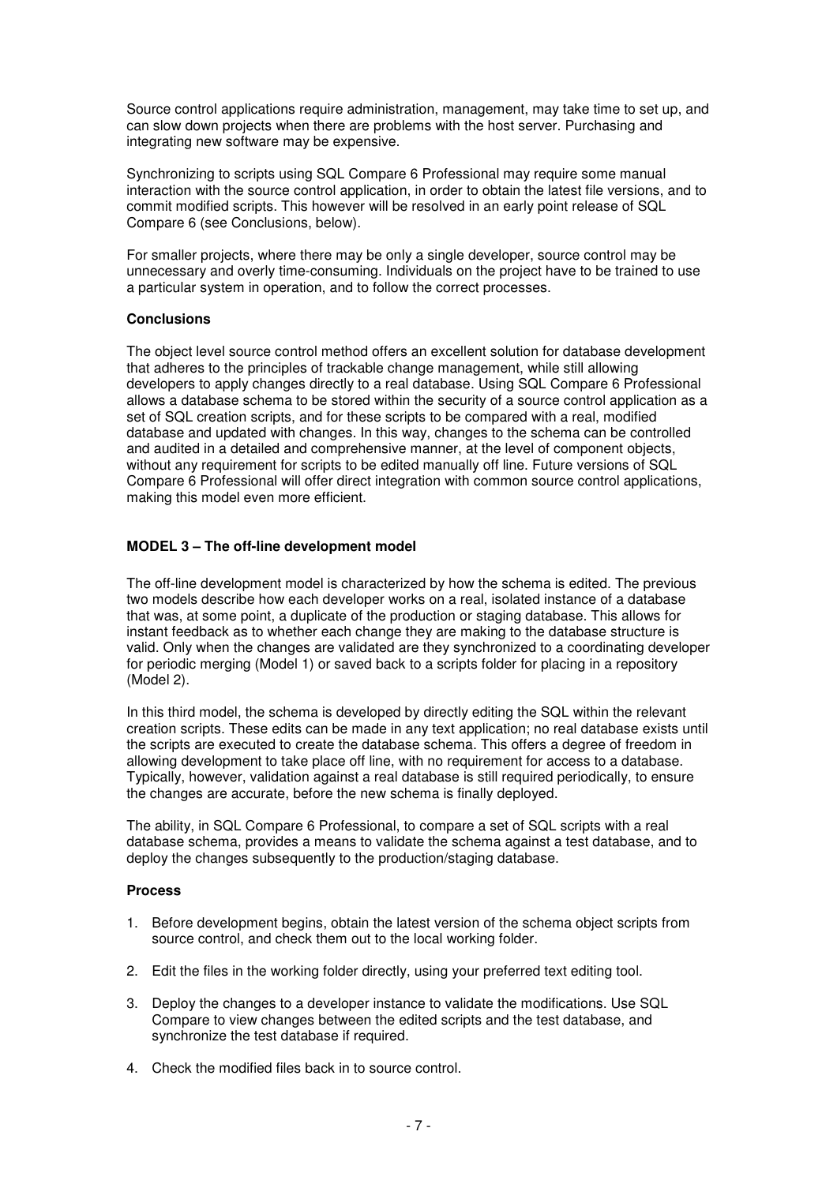Source control applications require administration, management, may take time to set up, and can slow down projects when there are problems with the host server. Purchasing and integrating new software may be expensive.

Synchronizing to scripts using SQL Compare 6 Professional may require some manual interaction with the source control application, in order to obtain the latest file versions, and to commit modified scripts. This however will be resolved in an early point release of SQL Compare 6 (see Conclusions, below).

For smaller projects, where there may be only a single developer, source control may be unnecessary and overly time-consuming. Individuals on the project have to be trained to use a particular system in operation, and to follow the correct processes.

**Conclusions**

The object level source control method offers an excellent solution for database development that adheres to the principles of trackable change management, while still allowing developers to apply changes directly to a real database. Using SQL Compare 6 Professional allows a database schema to be stored within the security of a source control application as a set of SQL creation scripts, and for these scripts to be compared with a real, modified database and updated with changes. In this way, changes to the schema can be controlled and audited in a detailed and comprehensive manner, at the level of component objects, without any requirement for scripts to be edited manually off line. Future versions of SQL Compare 6 Professional will offer direct integration with common source control applications, making this model even more efficient.

**MODEL 3 – The off-line development model**

The off-line development model is characterized by how the schema is edited. The previous two models describe how each developer works on a real, isolated instance of a database that was, at some point, a duplicate of the production or staging database. This allows for instant feedback as to whether each change they are making to the database structure is valid. Only when the changes are validated are they synchronized to a coordinating developer for periodic merging (Model 1) or saved back to a scripts folder for placing in a repository (Model 2).

In this third model, the schema is developed by directly editing the SQL within the relevant creation scripts. These edits can be made in any text application; no real database exists until the scripts are executed to create the database schema. This offers a degree of freedom in allowing development to take place off line, with no requirement for access to a database. Typically, however, validation against a real database is still required periodically, to ensure the changes are accurate, before the new schema is finally deployed.

The ability, in SQL Compare 6 Professional, to compare a set of SQL scripts with a real database schema, provides a means to validate the schema against a test database, and to deploy the changes subsequently to the production/staging database.

**Process**

1. Before development begins, obtain the latest version of the schema object scripts from source control, and check them out to the local working folder.

2. Edit the files in the working folder directly, using your preferred text editing tool.

3. Deploy the changes to a developer instance to validate the modifications. Use SQL Compare to view changes between the edited scripts and the test database, and synchronize the test database if required.

4. Check the modified files back in to source control.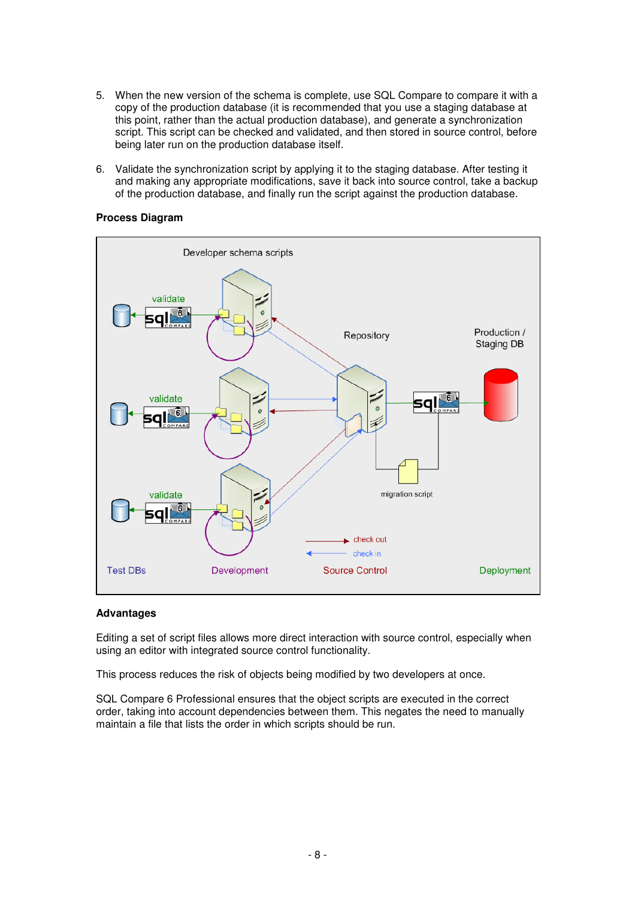5. When the new version of the schema is complete, use SQL Compare to compare it with a copy of the production database (it is recommended that you use a staging database at this point, rather than the actual production database), and generate a synchronization script. This script can be checked and validated, and then stored in source control, before being later run on the production database itself.

6. Validate the synchronization script by applying it to the staging database. After testing it and making any appropriate modifications, save it back into source control, take a backup of the production database, and finally run the script against the production database.

**Process Diagram**

**Advantages**

Editing a set of script files allows more direct interaction with source control, especially when using an editor with integrated source control functionality.

This process reduces the risk of objects being modified by two developers at once.

SQL Compare 6 Professional ensures that the object scripts are executed in the correct order, taking into account dependencies between them. This negates the need to manually maintain a file that lists the order in which scripts should be run.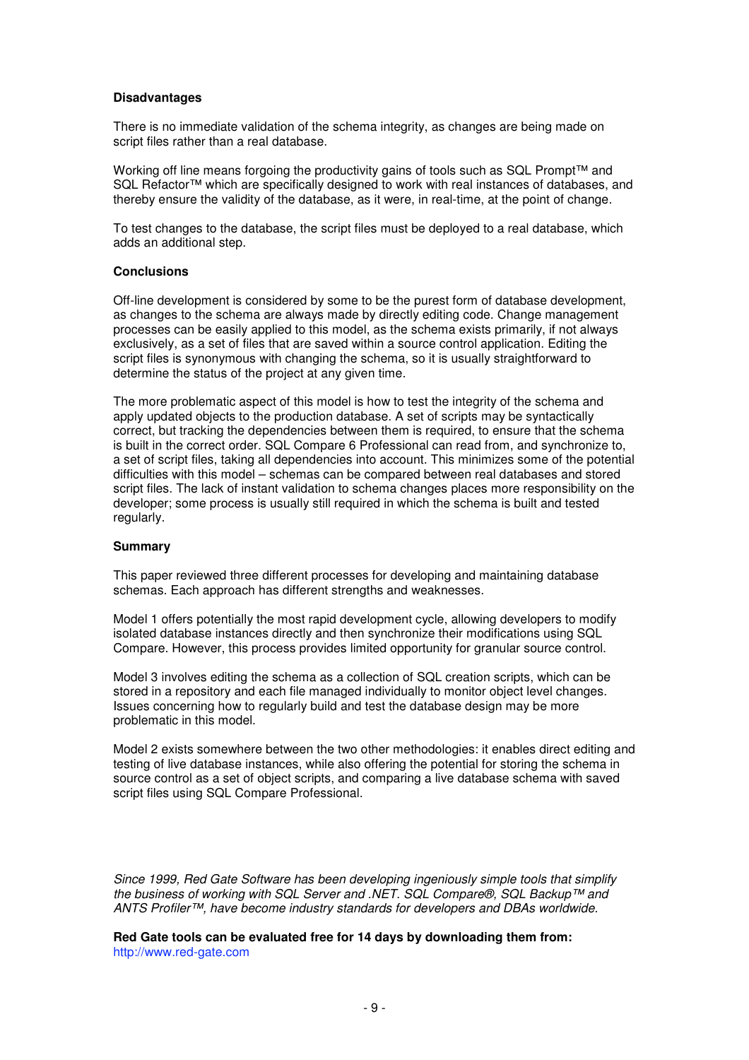**Disadvantages**

There is no immediate validation of the schema integrity, as changes are being made on script files rather than a real database.

Working off line means forgoing the productivity gains of tools such as SQL Prompt™ and SQL Refactor™ which are specifically designed to work with real instances of databases, and thereby ensure the validity of the database, as it were, in real-time, at the point of change.

To test changes to the database, the script files must be deployed to a real database, which adds an additional step.

**Conclusions**

Off-line development is considered by some to be the purest form of database development, as changes to the schema are always made by directly editing code. Change management processes can be easily applied to this model, as the schema exists primarily, if not always exclusively, as a set of files that are saved within a source control application. Editing the script files is synonymous with changing the schema, so it is usually straightforward to determine the status of the project at any given time.

The more problematic aspect of this model is how to test the integrity of the schema and apply updated objects to the production database. A set of scripts may be syntactically correct, but tracking the dependencies between them is required, to ensure that the schema is built in the correct order. SQL Compare 6 Professional can read from, and synchronize to, a set of script files, taking all dependencies into account. This minimizes some of the potential difficulties with this model – schemas can be compared between real databases and stored script files. The lack of instant validation to schema changes places more responsibility on the developer; some process is usually still required in which the schema is built and tested regularly.

**Summary**

This paper reviewed three different processes for developing and maintaining database schemas. Each approach has different strengths and weaknesses.

Model 1 offers potentially the most rapid development cycle, allowing developers to modify isolated database instances directly and then synchronize their modifications using SQL Compare. However, this process provides limited opportunity for granular source control.

Model 3 involves editing the schema as a collection of SQL creation scripts, which can be stored in a repository and each file managed individually to monitor object level changes. Issues concerning how to regularly build and test the database design may be more problematic in this model.

Model 2 exists somewhere between the two other methodologies: it enables direct editing and testing of live database instances, while also offering the potential for storing the schema in source control as a set of object scripts, and comparing a live database schema with saved script files using SQL Compare Professional.

*Since 1999, Red Gate Software has been developing ingeniously simple tools that simplify the business of working with SQL Server and .NET. SQL Compare®, SQL Backup™ and ANTS Profiler™, have become industry standards for developers and DBAs worldwide.*

**Red Gate tools can be evaluated free for 14 days by downloading them from:**
http://www.red-gate.com